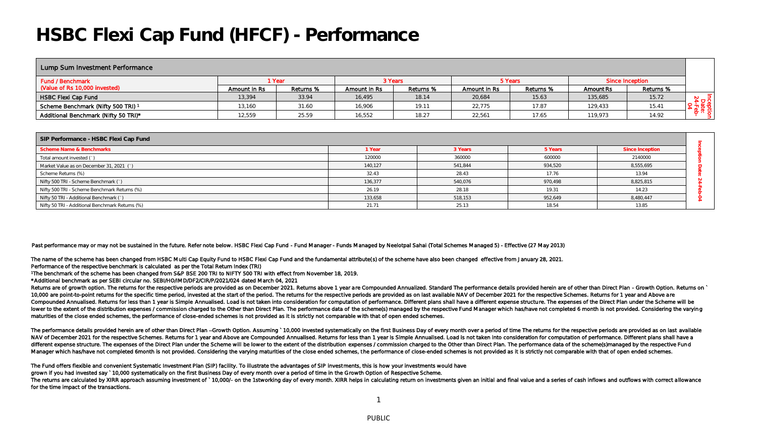# HSBC Flexi Cap Fund (HFCF) - Performance

| Lump Sum Investment Performance | | | | | | | | | |
|---|---|---|---|---|---|---|---|---|---|
| Fund / Benchmark (Value of Rs 10,000 invested) | 1 Year | | 3 Years | | 5 Years | | Since Inception | | |
| | Amount in Rs | Returns % | Amount in Rs | Returns % | Amount in Rs | Returns % | Amount Rs | Returns % | |
| HSBC Flexi Cap Fund | 13,394 | 33.94 | 16,495 | 18.14 | 20,684 | 15.63 | 135,685 | 15.72 | Inception Date: 24-Feb-04 |
| Scheme Benchmark (Nifty 500 TRI) [1] | 13,160 | 31.60 | 16,906 | 19.11 | 22,775 | 17.87 | 129,433 | 15.41 | |
| Additional Benchmark (Nifty 50 TRI)* | 12,559 | 25.59 | 16,552 | 18.27 | 22,561 | 17.65 | 119,973 | 14.92 | |

| SIP Performance - HSBC Flexi Cap Fund | | | | | |
|---|---|---|---|---|---|
| Scheme Name & Benchmarks | 1 Year | 3 Years | 5 Years | Since Inception | |
| Total amount invested (`) | 120000 | 360000 | 600000 | 2140000 | Inception Date: 24-Feb-04 |
| Market Value as on December 31, 2021 (`) | 140,127 | 541,844 | 934,520 | 8,555,695 | |
| Scheme Returns (%) | 32.43 | 28.43 | 17.76 | 13.94 | |
| Nifty 500 TRI - Scheme Benchmark (`) | 136,377 | 540,076 | 970,498 | 8,825,815 | |
| Nifty 500 TRI - Scheme Benchmark Returns (%) | 26.19 | 28.18 | 19.31 | 14.23 | |
| Nifty 50 TRI - Additional Benchmark (`) | 133,658 | 518,153 | 952,649 | 8,480,447 | |
| Nifty 50 TRI - Additional Benchmark Returns (%) | 21.71 | 25.13 | 18.54 | 13.85 | |

Past performance may or may not be sustained in the future. Refer note below. HSBC Flexi Cap Fund - Fund Manager - Funds Managed by Neelotpal Sahai (Total Schemes Managed 5) - Effective (27 May 2013)

The name of the scheme has been changed from HSBC Multi Cap Equity Fund to HSBC Flexi Cap Fund and the fundamental attribute(s) of the scheme have also been changed effective from January 28, 2021.
Performance of the respective benchmark is calculated as per the Total Return Index (TRI)

[1]The benchmark of the scheme has been changed from S&P BSE 200 TRI to NIFTY 500 TRI with effect from November 18, 2019.

*Additional benchmark as per SEBI circular no. SEBI/HO/IMD/DF2/CIR/P/2021/024 dated March 04, 2021

Returns are of growth option. The returns for the respective periods are provided as on December 2021. Returns above 1 year are Compounded Annualized. Standard The performance details provided herein are of other than Direct Plan - Growth Option. Returns on ` 10,000 are point-to-point returns for the specific time period, invested at the start of the period. The returns for the respective periods are provided as on last available NAV of December 2021 for the respective Schemes. Returns for 1 year and Above are Compounded Annualised. Returns for less than 1 year is Simple Annualised. Load is not taken into consideration for computation of performance. Different plans shall have a different expense structure. The expenses of the Direct Plan under the Scheme will be lower to the extent of the distribution expenses / commission charged to the Other than Direct Plan. The performance data of the scheme(s) managed by the respective Fund Manager which has/have not completed 6 month is not provided. Considering the varying maturities of the close ended schemes, the performance of close-ended schemes is not provided as it is strictly not comparable with that of open ended schemes.

The performance details provided herein are of other than Direct Plan –Growth Option. Assuming ` 10,000 invested systematically on the first Business Day of every month over a period of time The returns for the respective periods are provided as on last available NAV of December 2021 for the respective Schemes. Returns for 1 year and Above are Compounded Annualised. Returns for less than 1 year is Simple Annualised. Load is not taken into consideration for computation of performance. Different plans shall have a different expense structure. The expenses of the Direct Plan under the Scheme will be lower to the extent of the distribution expenses / commission charged to the Other than Direct Plan. The performance data of the scheme(s)managed by the respective Fund Manager which has/have not completed 6month is not provided. Considering the varying maturities of the close ended schemes, the performance of close-ended schemes is not provided as it is strictly not comparable with that of open ended schemes.

The Fund offers flexible and convenient Systematic Investment Plan (SIP) facility. To illustrate the advantages of SIP investments, this is how your investments would have grown if you had invested say ` 10,000 systematically on the first Business Day of every month over a period of time in the Growth Option of Respective Scheme.
The returns are calculated by XIRR approach assuming investment of ` 10,000/- on the 1stworking day of every month. XIRR helps in calculating return on investments given an initial and final value and a series of cash inflows and outflows with correct allowance for the time impact of the transactions.

PUBLIC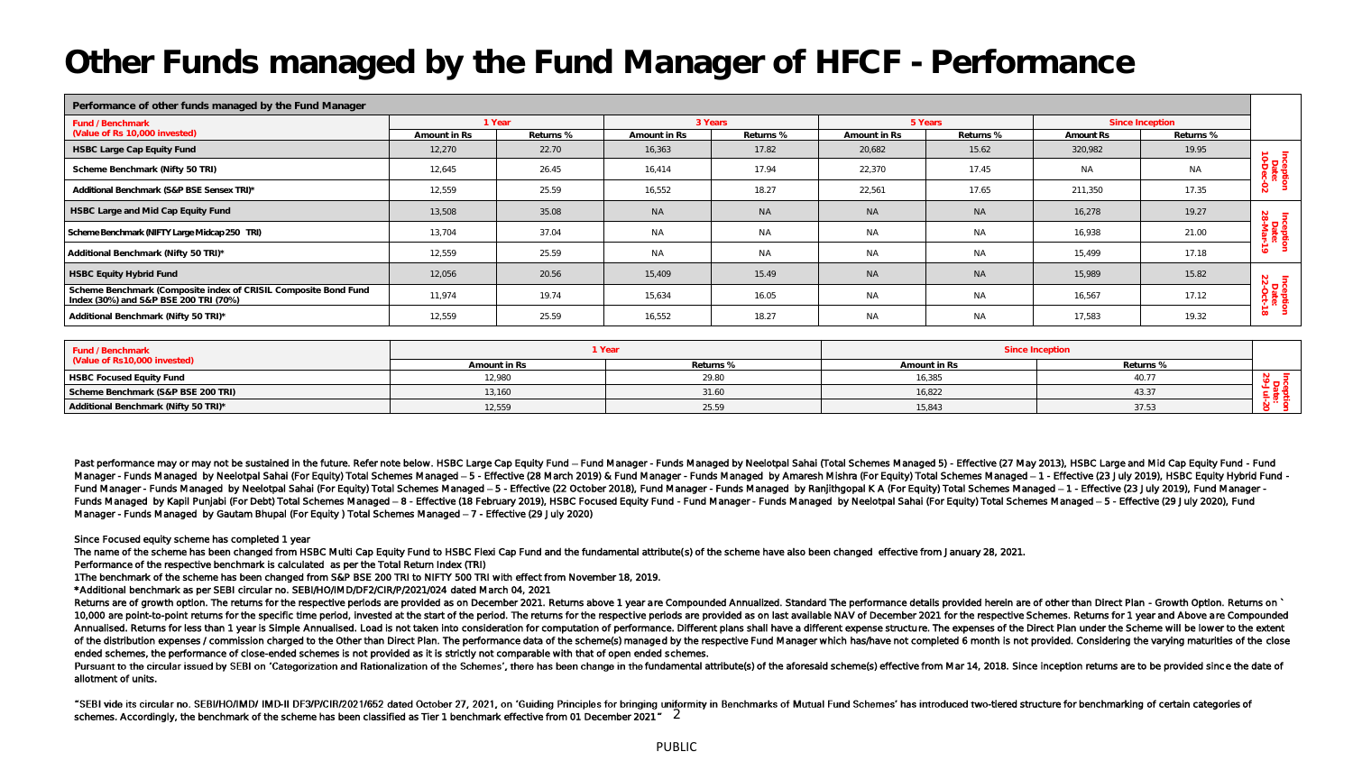# Other Funds managed by the Fund Manager of HFCF - Performance

| Performance of other funds managed by the Fund Manager | | | | | | | | | |
|---|---|---|---|---|---|---|---|---|---|
| Fund / Benchmark (Value of Rs 10,000 invested) | 1 Year | | 3 Years | | 5 Years | | Since Inception | | |
| | Amount in Rs | Returns % | Amount in Rs | Returns % | Amount in Rs | Returns % | Amount Rs | Returns % | |
| HSBC Large Cap Equity Fund | 12,270 | 22.70 | 16,363 | 17.82 | 20,682 | 15.62 | 320,982 | 19.95 | Inception Date: 10-Dec-02 |
| Scheme Benchmark (Nifty 50 TRI) | 12,645 | 26.45 | 16,414 | 17.94 | 22,370 | 17.45 | NA | NA | |
| Additional Benchmark (S&P BSE Sensex TRI)* | 12,559 | 25.59 | 16,552 | 18.27 | 22,561 | 17.65 | 211,350 | 17.35 | |
| HSBC Large and Mid Cap Equity Fund | 13,508 | 35.08 | NA | NA | NA | NA | 16,278 | 19.27 | Inception Date: 28-Mar-19 |
| Scheme Benchmark (NIFTY Large Midcap 250 TRI) | 13,704 | 37.04 | NA | NA | NA | NA | 16,938 | 21.00 | |
| Additional Benchmark (Nifty 50 TRI)* | 12,559 | 25.59 | NA | NA | NA | NA | 15,499 | 17.18 | |
| HSBC Equity Hybrid Fund | 12,056 | 20.56 | 15,409 | 15.49 | NA | NA | 15,989 | 15.82 | Inception Date: 22-Oct-18 |
| Scheme Benchmark (Composite index of CRISIL Composite Bond Fund Index (30%) and S&P BSE 200 TRI (70%) | 11,974 | 19.74 | 15,634 | 16.05 | NA | NA | 16,567 | 17.12 | |
| Additional Benchmark (Nifty 50 TRI)* | 12,559 | 25.59 | 16,552 | 18.27 | NA | NA | 17,583 | 19.32 | |

| Fund / Benchmark (Value of Rs10,000 invested) | 1 Year | | Since Inception | | |
|---|---|---|---|---|---|
| | Amount in Rs | Returns % | Amount in Rs | Returns % | |
| HSBC Focused Equity Fund | 12,980 | 29.80 | 16,385 | 40.77 | Inception Date: 29-Jul-20 |
| Scheme Benchmark (S&P BSE 200 TRI) | 13,160 | 31.60 | 16,822 | 43.37 | |
| Additional Benchmark (Nifty 50 TRI)* | 12,559 | 25.59 | 15,843 | 37.53 | |

Past performance may or may not be sustained in the future. Refer note below. HSBC Large Cap Equity Fund – Fund Manager - Funds Managed by Neelotpal Sahai (Total Schemes Managed 5) - Effective (27 May 2013), HSBC Large and Mid Cap Equity Fund - Fund Manager - Funds Managed by Neelotpal Sahai (For Equity) Total Schemes Managed – 5 - Effective (28 March 2019) & Fund Manager - Funds Managed by Amaresh Mishra (For Equity) Total Schemes Managed – 1 - Effective (23 July 2019), HSBC Equity Hybrid Fund - Fund Manager - Funds Managed by Neelotpal Sahai (For Equity) Total Schemes Managed – 5 - Effective (22 October 2018), Fund Manager - Funds Managed by Ranjithgopal K A (For Equity) Total Schemes Managed – 1 - Effective (23 July 2019), Fund Manager - Funds Managed by Kapil Punjabi (For Debt) Total Schemes Managed – 8 - Effective (18 February 2019), HSBC Focused Equity Fund - Fund Manager - Funds Managed by Neelotpal Sahai (For Equity) Total Schemes Managed – 5 - Effective (29 July 2020), Fund Manager - Funds Managed by Gautam Bhupal (For Equity ) Total Schemes Managed – 7 - Effective (29 July 2020)

Since Focused equity scheme has completed 1 year

The name of the scheme has been changed from HSBC Multi Cap Equity Fund to HSBC Flexi Cap Fund and the fundamental attribute(s) of the scheme have also been changed effective from January 28, 2021.

Performance of the respective benchmark is calculated as per the Total Return Index (TRI)

1The benchmark of the scheme has been changed from S&P BSE 200 TRI to NIFTY 500 TRI with effect from November 18, 2019.

*Additional benchmark as per SEBI circular no. SEBI/HO/IMD/DF2/CIR/P/2021/024 dated March 04, 2021

Returns are of growth option. The returns for the respective periods are provided as on December 2021. Returns above 1 year are Compounded Annualized. Standard The performance details provided herein are of other than Direct Plan - Growth Option. Returns on ` 10,000 are point-to-point returns for the specific time period, invested at the start of the period. The returns for the respective periods are provided as on last available NAV of December 2021 for the respective Schemes. Returns for 1 year and Above are Compounded Annualised. Returns for less than 1 year is Simple Annualised. Load is not taken into consideration for computation of performance. Different plans shall have a different expense structure. The expenses of the Direct Plan under the Scheme will be lower to the extent of the distribution expenses / commission charged to the Other than Direct Plan. The performance data of the scheme(s) managed by the respective Fund Manager which has/have not completed 6 month is not provided. Considering the varying maturities of the close ended schemes, the performance of close-ended schemes is not provided as it is strictly not comparable with that of open ended schemes.

Pursuant to the circular issued by SEBI on 'Categorization and Rationalization of the Schemes', there has been change in the fundamental attribute(s) of the aforesaid scheme(s) effective from Mar 14, 2018. Since inception returns are to be provided since the date of allotment of units.

"SEBI vide its circular no. SEBI/HO/IMD/ IMD-II DF3/P/CIR/2021/652 dated October 27, 2021, on 'Guiding Principles for bringing uniformity in Benchmarks of Mutual Fund Schemes' has introduced two-tiered structure for benchmarking of certain categories of schemes. Accordingly, the benchmark of the scheme has been classified as Tier 1 benchmark effective from 01 December 2021"

PUBLIC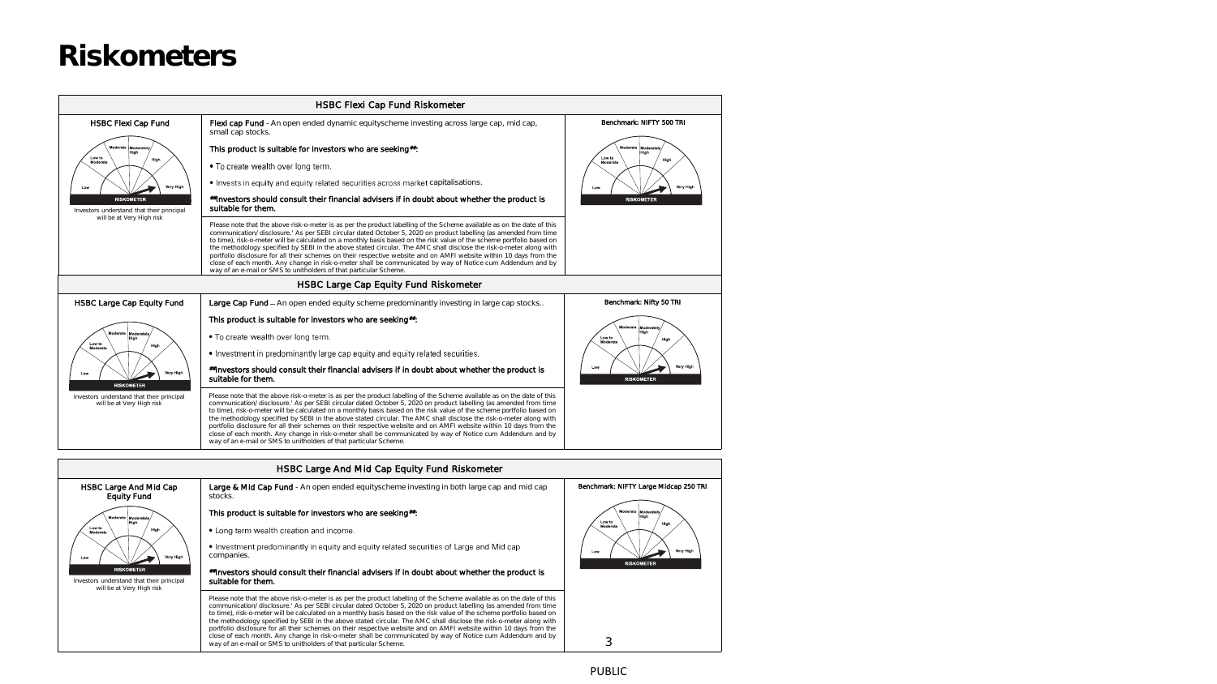# Riskometers

## HSBC Flexi Cap Fund Riskometer

| HSBC Flexi Cap Fund | Flexi cap Fund - An open ended dynamic equityscheme investing across large cap, mid cap, small cap stocks. | Benchmark: NIFTY 500 TRI |
|---|---|---|
| Investors understand that their principal will be at Very High risk | This product is suitable for investors who are seeking##:<br>• To create wealth over long term.<br>• Invests in equity and equity related securities across market capitalisations.<br>##Investors should consult their financial advisers if in doubt about whether the product is suitable for them. | |
| | Please note that the above risk-o-meter is as per the product labelling of the Scheme available as on the date of this communication/ disclosure.' As per SEBI circular dated October 5, 2020 on product labelling (as amended from time to time), risk-o-meter will be calculated on a monthly basis based on the risk value of the scheme portfolio based on the methodology specified by SEBI in the above stated circular. The AMC shall disclose the risk-o-meter along with portfolio disclosure for all their schemes on their respective website and on AMFI website within 10 days from the close of each month. Any change in risk-o-meter shall be communicated by way of Notice cum Addendum and by way of an e-mail or SMS to unitholders of that particular Scheme. | |

## HSBC Large Cap Equity Fund Riskometer

| HSBC Large Cap Equity Fund | Large Cap Fund – An open ended equity scheme predominantly investing in large cap stocks.. | Benchmark: Nifty 50 TRI |
|---|---|---|
| Investors understand that their principal will be at Very High risk | This product is suitable for investors who are seeking##:<br>• To create wealth over long term.<br>• Investment in predominantly large cap equity and equity related securities.<br>##Investors should consult their financial advisers if in doubt about whether the product is suitable for them. | |
| | Please note that the above risk-o-meter is as per the product labelling of the Scheme available as on the date of this communication/ disclosure.' As per SEBI circular dated October 5, 2020 on product labelling (as amended from time to time), risk-o-meter will be calculated on a monthly basis based on the risk value of the scheme portfolio based on the methodology specified by SEBI in the above stated circular. The AMC shall disclose the risk-o-meter along with portfolio disclosure for all their schemes on their respective website and on AMFI website within 10 days from the close of each month. Any change in risk-o-meter shall be communicated by way of Notice cum Addendum and by way of an e-mail or SMS to unitholders of that particular Scheme. | |

## HSBC Large And Mid Cap Equity Fund Riskometer

| HSBC Large And Mid Cap Equity Fund | Large & Mid Cap Fund - An open ended equityscheme investing in both large cap and mid cap stocks. | Benchmark: NIFTY Large Midcap 250 TRI |
|---|---|---|
| Investors understand that their principal will be at Very High risk | This product is suitable for investors who are seeking##:<br>• Long term wealth creation and income.<br>• Investment predominantly in equity and equity related securities of Large and Mid cap companies.<br>##Investors should consult their financial advisers if in doubt about whether the product is suitable for them. | |
| | Please note that the above risk-o-meter is as per the product labelling of the Scheme available as on the date of this communication/ disclosure.' As per SEBI circular dated October 5, 2020 on product labelling (as amended from time to time), risk-o-meter will be calculated on a monthly basis based on the risk value of the scheme portfolio based on the methodology specified by SEBI in the above stated circular. The AMC shall disclose the risk-o-meter along with portfolio disclosure for all their schemes on their respective website and on AMFI website within 10 days from the close of each month. Any change in risk-o-meter shall be communicated by way of Notice cum Addendum and by way of an e-mail or SMS to unitholders of that particular Scheme. | |

PUBLIC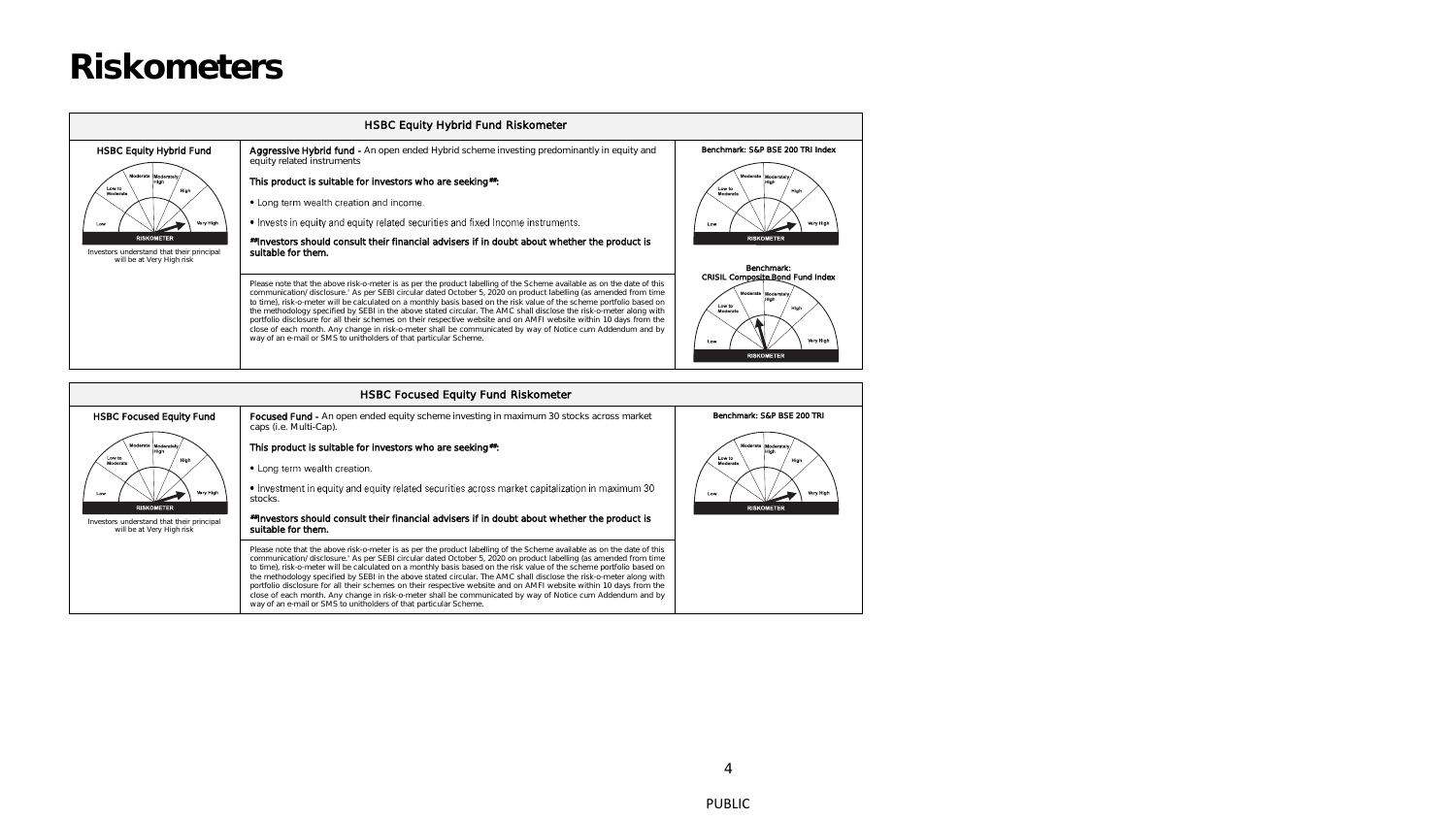# Riskometers

## HSBC Equity Hybrid Fund Riskometer

**HSBC Equity Hybrid Fund**

Investors understand that their principal will be at Very High risk

**Aggressive Hybrid fund** - An open ended Hybrid scheme investing predominantly in equity and equity related instruments

**This product is suitable for investors who are seeking##:**

- Long term wealth creation and income.
- Invests in equity and equity related securities and fixed Income instruments.

**##Investors should consult their financial advisers if in doubt about whether the product is suitable for them.**

Please note that the above risk-o-meter is as per the product labelling of the Scheme available as on the date of this communication/ disclosure.' As per SEBI circular dated October 5, 2020 on product labelling (as amended from time to time), risk-o-meter will be calculated on a monthly basis based on the risk value of the scheme portfolio based on the methodology specified by SEBI in the above stated circular. The AMC shall disclose the risk-o-meter along with portfolio disclosure for all their schemes on their respective website and on AMFI website within 10 days from the close of each month. Any change in risk-o-meter shall be communicated by way of Notice cum Addendum and by way of an e-mail or SMS to unitholders of that particular Scheme.

**Benchmark: S&P BSE 200 TRI Index**

**Benchmark: CRISIL Composite Bond Fund Index**

## HSBC Focused Equity Fund Riskometer

**HSBC Focused Equity Fund**

Investors understand that their principal will be at Very High risk

**Focused Fund** - An open ended equity scheme investing in maximum 30 stocks across market caps (i.e. Multi-Cap).

**This product is suitable for investors who are seeking##:**

- Long term wealth creation.
- Investment in equity and equity related securities across market capitalization in maximum 30 stocks.

**##Investors should consult their financial advisers if in doubt about whether the product is suitable for them.**

Please note that the above risk-o-meter is as per the product labelling of the Scheme available as on the date of this communication/ disclosure.' As per SEBI circular dated October 5, 2020 on product labelling (as amended from time to time), risk-o-meter will be calculated on a monthly basis based on the risk value of the scheme portfolio based on the methodology specified by SEBI in the above stated circular. The AMC shall disclose the risk-o-meter along with portfolio disclosure for all their schemes on their respective website and on AMFI website within 10 days from the close of each month. Any change in risk-o-meter shall be communicated by way of Notice cum Addendum and by way of an e-mail or SMS to unitholders of that particular Scheme.

**Benchmark: S&P BSE 200 TRI**

PUBLIC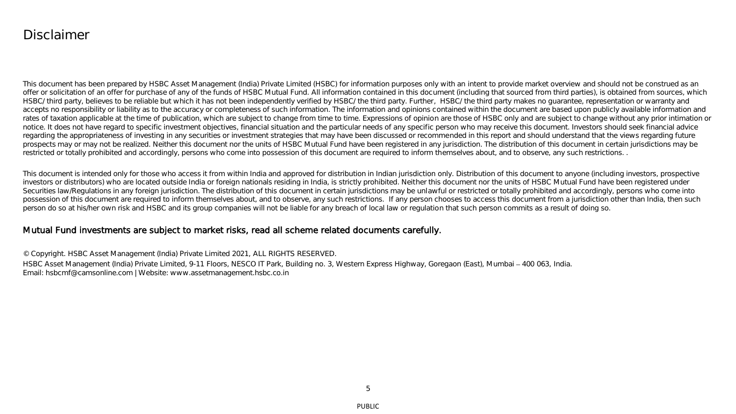# Disclaimer

This document has been prepared by HSBC Asset Management (India) Private Limited (HSBC) for information purposes only with an intent to provide market overview and should not be construed as an offer or solicitation of an offer for purchase of any of the funds of HSBC Mutual Fund. All information contained in this document (including that sourced from third parties), is obtained from sources, which HSBC/ third party, believes to be reliable but which it has not been independently verified by HSBC/ the third party. Further, HSBC/ the third party makes no guarantee, representation or warranty and accepts no responsibility or liability as to the accuracy or completeness of such information. The information and opinions contained within the document are based upon publicly available information and rates of taxation applicable at the time of publication, which are subject to change from time to time. Expressions of opinion are those of HSBC only and are subject to change without any prior intimation or notice. It does not have regard to specific investment objectives, financial situation and the particular needs of any specific person who may receive this document. Investors should seek financial advice regarding the appropriateness of investing in any securities or investment strategies that may have been discussed or recommended in this report and should understand that the views regarding future prospects may or may not be realized. Neither this document nor the units of HSBC Mutual Fund have been registered in any jurisdiction. The distribution of this document in certain jurisdictions may be restricted or totally prohibited and accordingly, persons who come into possession of this document are required to inform themselves about, and to observe, any such restrictions. .

This document is intended only for those who access it from within India and approved for distribution in Indian jurisdiction only. Distribution of this document to anyone (including investors, prospective investors or distributors) who are located outside India or foreign nationals residing in India, is strictly prohibited. Neither this document nor the units of HSBC Mutual Fund have been registered under Securities law/Regulations in any foreign jurisdiction. The distribution of this document in certain jurisdictions may be unlawful or restricted or totally prohibited and accordingly, persons who come into possession of this document are required to inform themselves about, and to observe, any such restrictions. If any person chooses to access this document from a jurisdiction other than India, then such person do so at his/her own risk and HSBC and its group companies will not be liable for any breach of local law or regulation that such person commits as a result of doing so.

Mutual Fund investments are subject to market risks, read all scheme related documents carefully.

© Copyright. HSBC Asset Management (India) Private Limited 2021, ALL RIGHTS RESERVED.

HSBC Asset Management (India) Private Limited, 9-11 Floors, NESCO IT Park, Building no. 3, Western Express Highway, Goregaon (East), Mumbai – 400 063, India.
Email: hsbcmf@camsonline.com | Website: www.assetmanagement.hsbc.co.in

PUBLIC